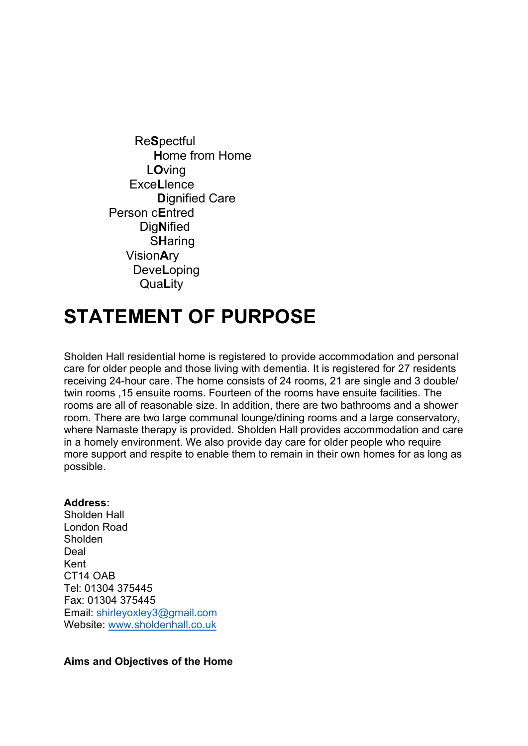Re**S**pectful
**H**ome from Home
L**O**ving
Exce**L**lence
**D**ignified Care
Person c**E**ntred
Dig**N**ified
S**H**aring
Vision**A**ry
Deve**L**oping
Qua**L**ity

# STATEMENT OF PURPOSE

Sholden Hall residential home is registered to provide accommodation and personal care for older people and those living with dementia. It is registered for 27 residents receiving 24-hour care. The home consists of 24 rooms, 21 are single and 3 double/ twin rooms ,15 ensuite rooms. Fourteen of the rooms have ensuite facilities. The rooms are all of reasonable size. In addition, there are two bathrooms and a shower room. There are two large communal lounge/dining rooms and a large conservatory, where Namaste therapy is provided. Sholden Hall provides accommodation and care in a homely environment. We also provide day care for older people who require more support and respite to enable them to remain in their own homes for as long as possible.

**Address:**
Sholden Hall
London Road
Sholden
Deal
Kent
CT14 OAB
Tel: 01304 375445
Fax: 01304 375445
Email: shirleyoxley3@gmail.com
Website: www.sholdenhall.co.uk

**Aims and Objectives of the Home**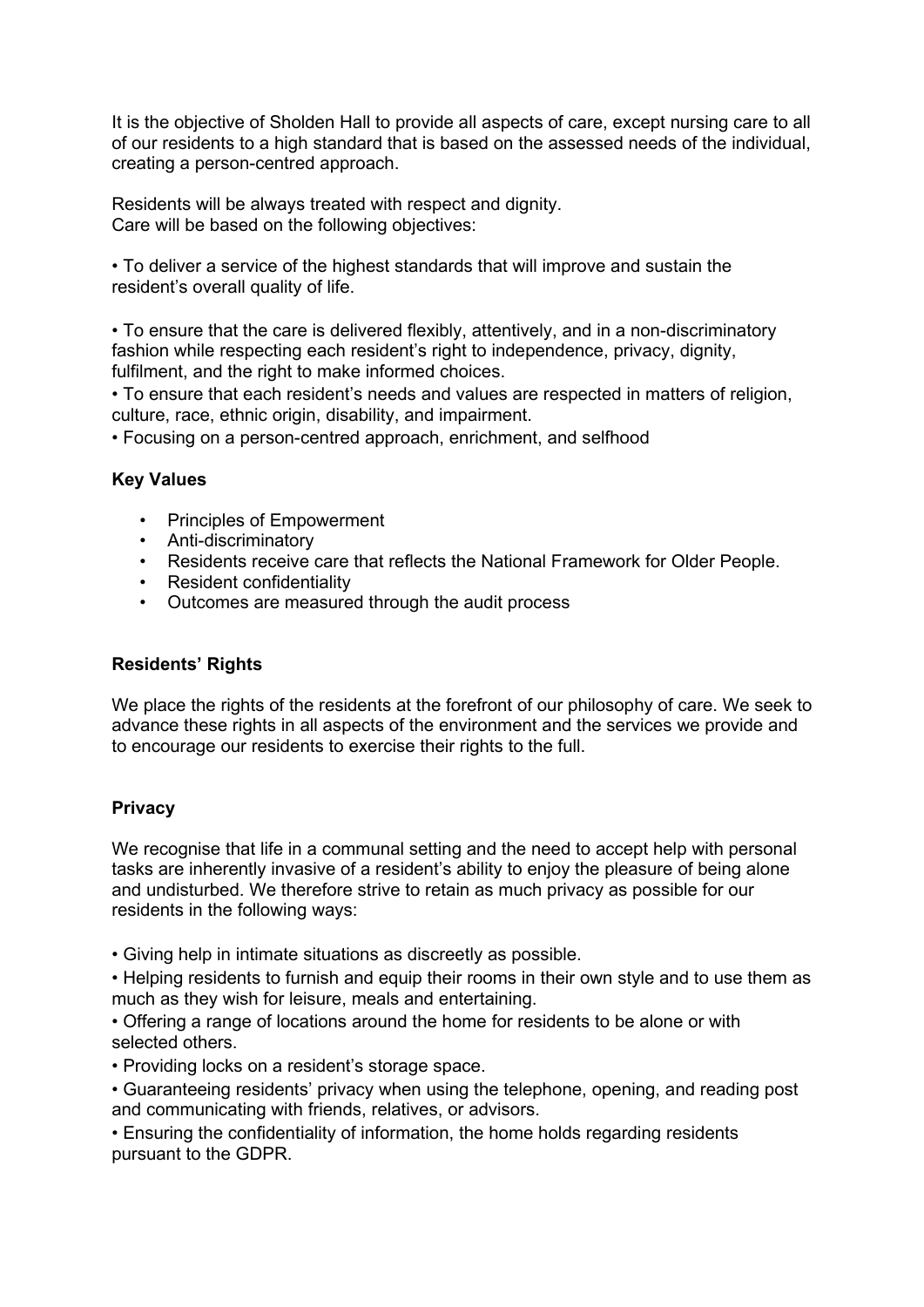It is the objective of Sholden Hall to provide all aspects of care, except nursing care to all of our residents to a high standard that is based on the assessed needs of the individual, creating a person-centred approach.

Residents will be always treated with respect and dignity.
Care will be based on the following objectives:

• To deliver a service of the highest standards that will improve and sustain the resident's overall quality of life.

• To ensure that the care is delivered flexibly, attentively, and in a non-discriminatory fashion while respecting each resident's right to independence, privacy, dignity, fulfilment, and the right to make informed choices.

• To ensure that each resident's needs and values are respected in matters of religion, culture, race, ethnic origin, disability, and impairment.

• Focusing on a person-centred approach, enrichment, and selfhood

**Key Values**

- Principles of Empowerment
- Anti-discriminatory
- Residents receive care that reflects the National Framework for Older People.
- Resident confidentiality
- Outcomes are measured through the audit process

**Residents' Rights**

We place the rights of the residents at the forefront of our philosophy of care. We seek to advance these rights in all aspects of the environment and the services we provide and to encourage our residents to exercise their rights to the full.

**Privacy**

We recognise that life in a communal setting and the need to accept help with personal tasks are inherently invasive of a resident's ability to enjoy the pleasure of being alone and undisturbed. We therefore strive to retain as much privacy as possible for our residents in the following ways:

• Giving help in intimate situations as discreetly as possible.

• Helping residents to furnish and equip their rooms in their own style and to use them as much as they wish for leisure, meals and entertaining.

• Offering a range of locations around the home for residents to be alone or with selected others.

• Providing locks on a resident's storage space.

• Guaranteeing residents' privacy when using the telephone, opening, and reading post and communicating with friends, relatives, or advisors.

• Ensuring the confidentiality of information, the home holds regarding residents pursuant to the GDPR.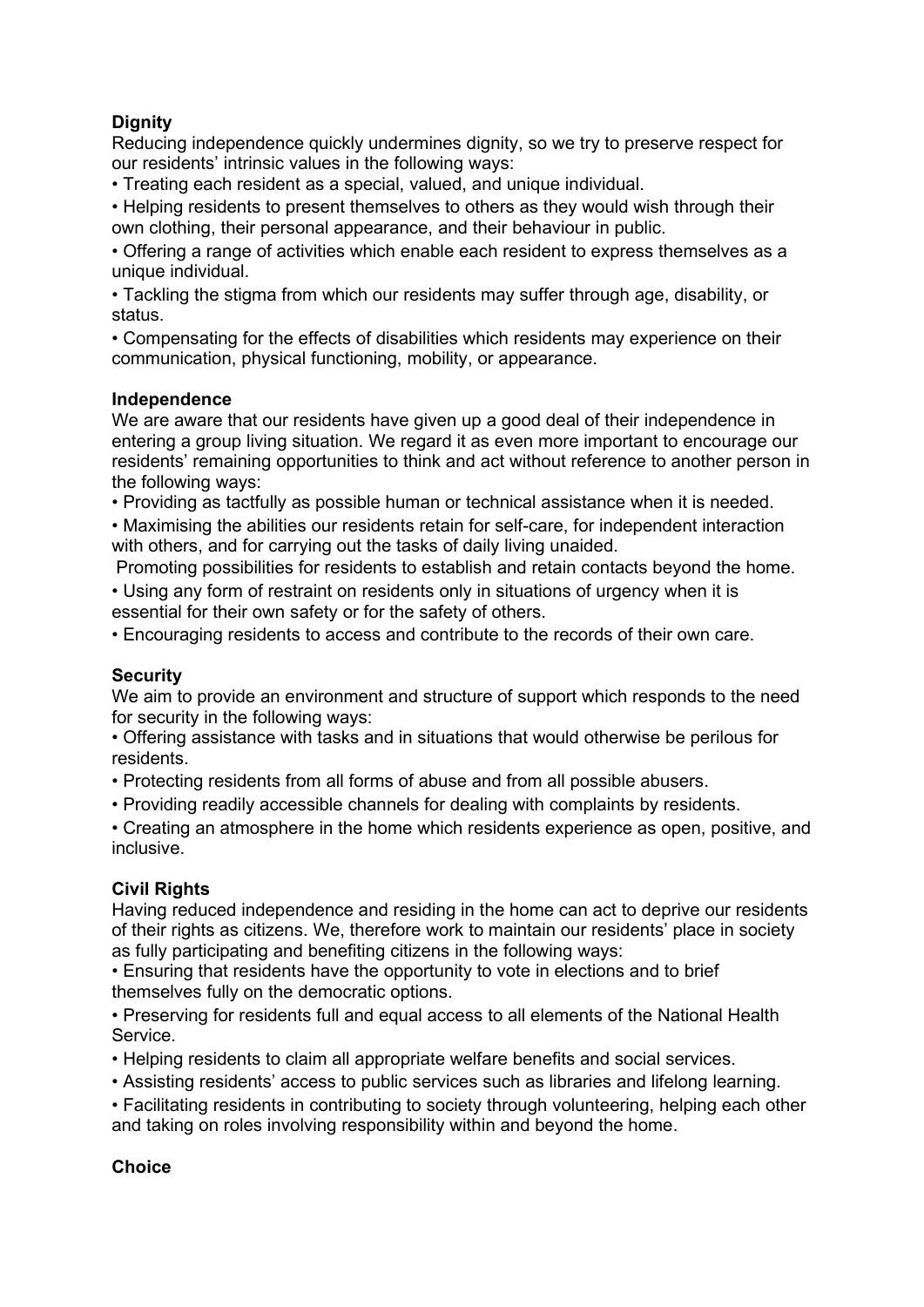**Dignity**
Reducing independence quickly undermines dignity, so we try to preserve respect for our residents' intrinsic values in the following ways:

- Treating each resident as a special, valued, and unique individual.
- Helping residents to present themselves to others as they would wish through their own clothing, their personal appearance, and their behaviour in public.
- Offering a range of activities which enable each resident to express themselves as a unique individual.
- Tackling the stigma from which our residents may suffer through age, disability, or status.
- Compensating for the effects of disabilities which residents may experience on their communication, physical functioning, mobility, or appearance.

**Independence**
We are aware that our residents have given up a good deal of their independence in entering a group living situation. We regard it as even more important to encourage our residents' remaining opportunities to think and act without reference to another person in the following ways:

- Providing as tactfully as possible human or technical assistance when it is needed.
- Maximising the abilities our residents retain for self-care, for independent interaction with others, and for carrying out the tasks of daily living unaided.

Promoting possibilities for residents to establish and retain contacts beyond the home.

- Using any form of restraint on residents only in situations of urgency when it is essential for their own safety or for the safety of others.
- Encouraging residents to access and contribute to the records of their own care.

**Security**
We aim to provide an environment and structure of support which responds to the need for security in the following ways:

- Offering assistance with tasks and in situations that would otherwise be perilous for residents.
- Protecting residents from all forms of abuse and from all possible abusers.
- Providing readily accessible channels for dealing with complaints by residents.
- Creating an atmosphere in the home which residents experience as open, positive, and inclusive.

**Civil Rights**
Having reduced independence and residing in the home can act to deprive our residents of their rights as citizens. We, therefore work to maintain our residents' place in society as fully participating and benefiting citizens in the following ways:

- Ensuring that residents have the opportunity to vote in elections and to brief themselves fully on the democratic options.
- Preserving for residents full and equal access to all elements of the National Health Service.
- Helping residents to claim all appropriate welfare benefits and social services.
- Assisting residents' access to public services such as libraries and lifelong learning.
- Facilitating residents in contributing to society through volunteering, helping each other and taking on roles involving responsibility within and beyond the home.

**Choice**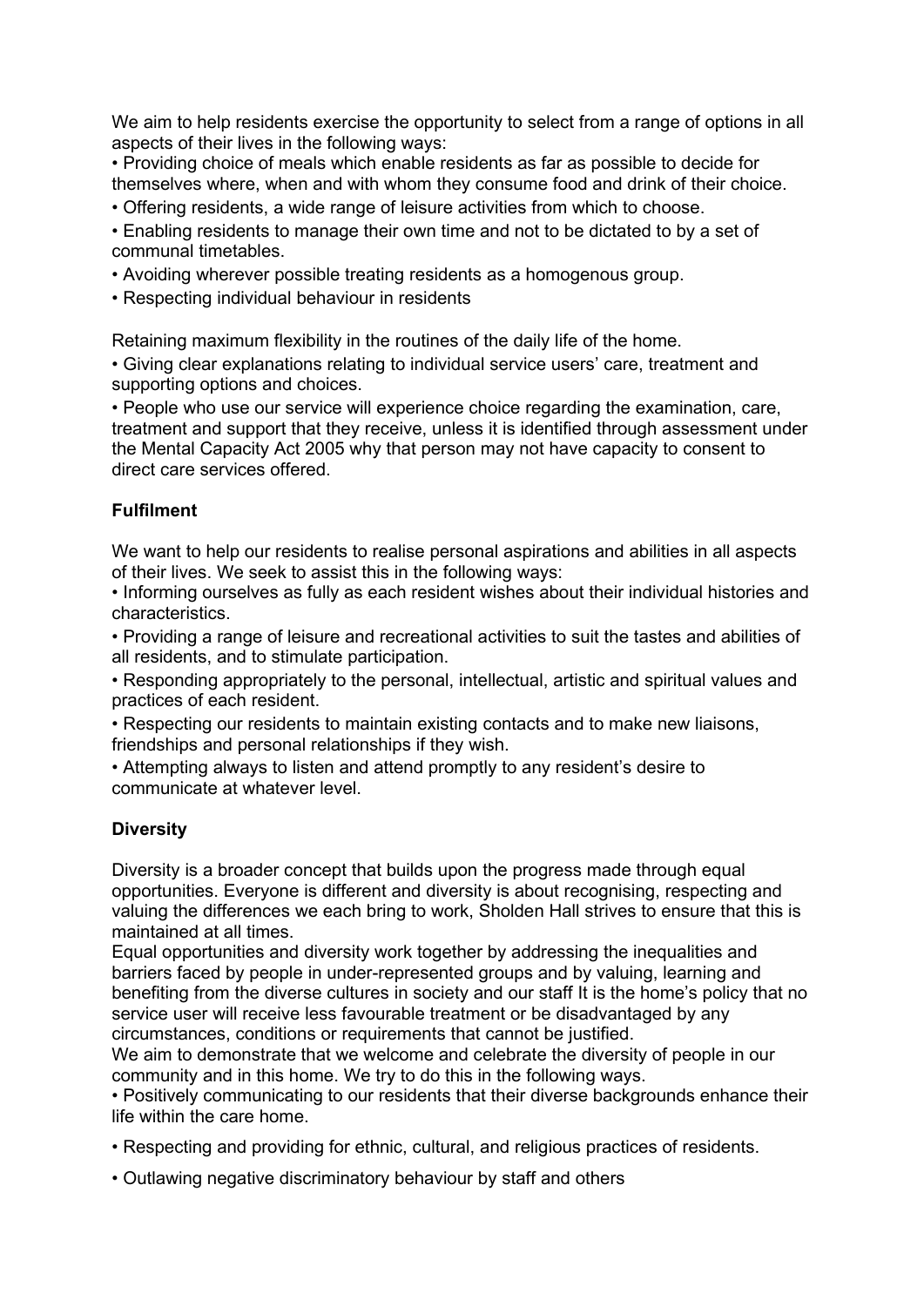We aim to help residents exercise the opportunity to select from a range of options in all aspects of their lives in the following ways:

- Providing choice of meals which enable residents as far as possible to decide for themselves where, when and with whom they consume food and drink of their choice.
- Offering residents, a wide range of leisure activities from which to choose.
- Enabling residents to manage their own time and not to be dictated to by a set of communal timetables.
- Avoiding wherever possible treating residents as a homogenous group.
- Respecting individual behaviour in residents

Retaining maximum flexibility in the routines of the daily life of the home.

- Giving clear explanations relating to individual service users' care, treatment and supporting options and choices.
- People who use our service will experience choice regarding the examination, care, treatment and support that they receive, unless it is identified through assessment under the Mental Capacity Act 2005 why that person may not have capacity to consent to direct care services offered.

**Fulfilment**

We want to help our residents to realise personal aspirations and abilities in all aspects of their lives. We seek to assist this in the following ways:

- Informing ourselves as fully as each resident wishes about their individual histories and characteristics.
- Providing a range of leisure and recreational activities to suit the tastes and abilities of all residents, and to stimulate participation.
- Responding appropriately to the personal, intellectual, artistic and spiritual values and practices of each resident.
- Respecting our residents to maintain existing contacts and to make new liaisons, friendships and personal relationships if they wish.
- Attempting always to listen and attend promptly to any resident's desire to communicate at whatever level.

**Diversity**

Diversity is a broader concept that builds upon the progress made through equal opportunities. Everyone is different and diversity is about recognising, respecting and valuing the differences we each bring to work, Sholden Hall strives to ensure that this is maintained at all times.

Equal opportunities and diversity work together by addressing the inequalities and barriers faced by people in under-represented groups and by valuing, learning and benefiting from the diverse cultures in society and our staff It is the home's policy that no service user will receive less favourable treatment or be disadvantaged by any circumstances, conditions or requirements that cannot be justified.

We aim to demonstrate that we welcome and celebrate the diversity of people in our community and in this home. We try to do this in the following ways.

- Positively communicating to our residents that their diverse backgrounds enhance their life within the care home.
- Respecting and providing for ethnic, cultural, and religious practices of residents.
- Outlawing negative discriminatory behaviour by staff and others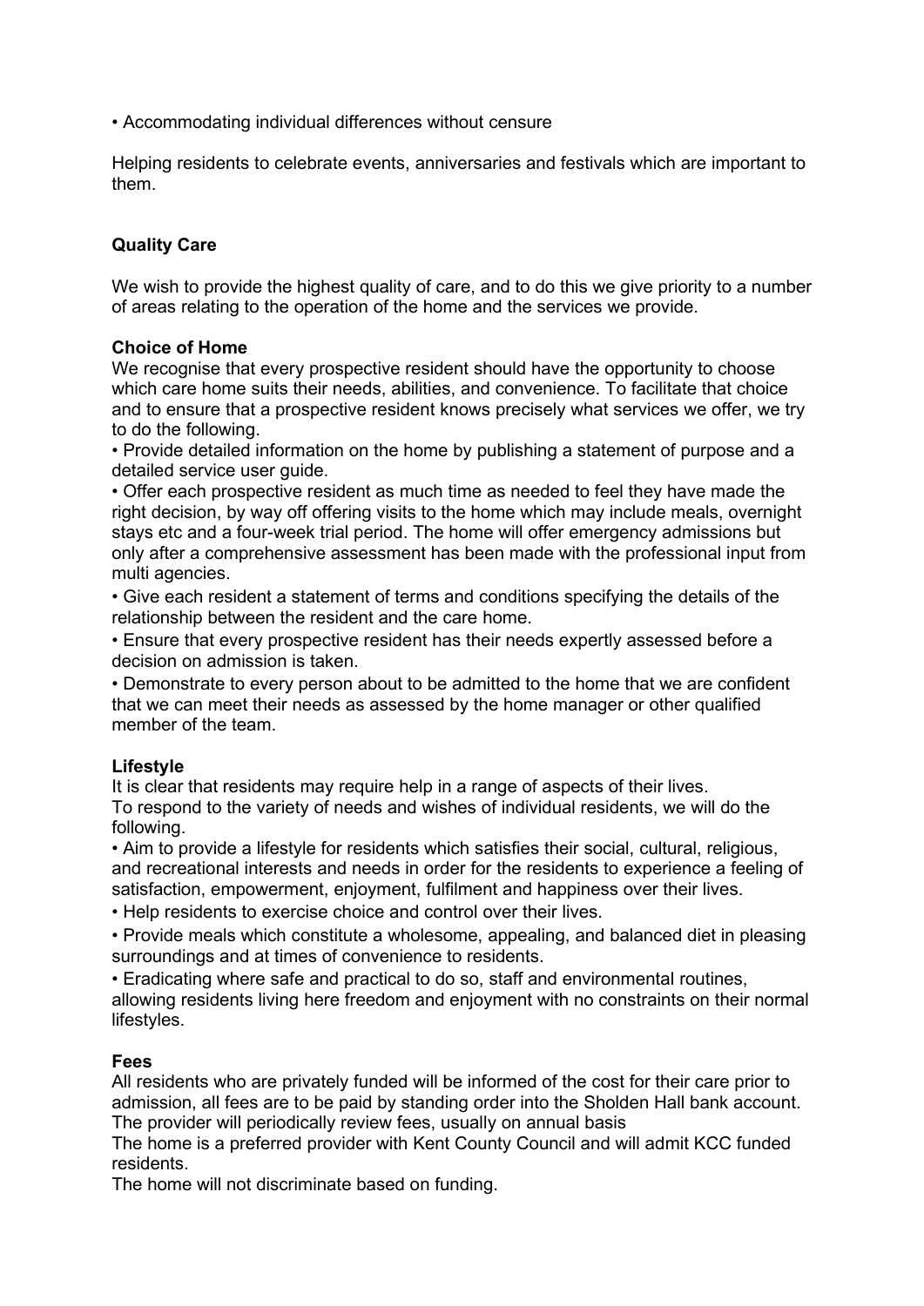- Accommodating individual differences without censure

Helping residents to celebrate events, anniversaries and festivals which are important to them.

**Quality Care**

We wish to provide the highest quality of care, and to do this we give priority to a number of areas relating to the operation of the home and the services we provide.

**Choice of Home**

We recognise that every prospective resident should have the opportunity to choose which care home suits their needs, abilities, and convenience. To facilitate that choice and to ensure that a prospective resident knows precisely what services we offer, we try to do the following.

- Provide detailed information on the home by publishing a statement of purpose and a detailed service user guide.
- Offer each prospective resident as much time as needed to feel they have made the right decision, by way off offering visits to the home which may include meals, overnight stays etc and a four-week trial period. The home will offer emergency admissions but only after a comprehensive assessment has been made with the professional input from multi agencies.
- Give each resident a statement of terms and conditions specifying the details of the relationship between the resident and the care home.
- Ensure that every prospective resident has their needs expertly assessed before a decision on admission is taken.
- Demonstrate to every person about to be admitted to the home that we are confident that we can meet their needs as assessed by the home manager or other qualified member of the team.

**Lifestyle**

It is clear that residents may require help in a range of aspects of their lives.
To respond to the variety of needs and wishes of individual residents, we will do the following.

- Aim to provide a lifestyle for residents which satisfies their social, cultural, religious, and recreational interests and needs in order for the residents to experience a feeling of satisfaction, empowerment, enjoyment, fulfilment and happiness over their lives.
- Help residents to exercise choice and control over their lives.
- Provide meals which constitute a wholesome, appealing, and balanced diet in pleasing surroundings and at times of convenience to residents.
- Eradicating where safe and practical to do so, staff and environmental routines, allowing residents living here freedom and enjoyment with no constraints on their normal lifestyles.

**Fees**

All residents who are privately funded will be informed of the cost for their care prior to admission, all fees are to be paid by standing order into the Sholden Hall bank account.
The provider will periodically review fees, usually on annual basis
The home is a preferred provider with Kent County Council and will admit KCC funded residents.
The home will not discriminate based on funding.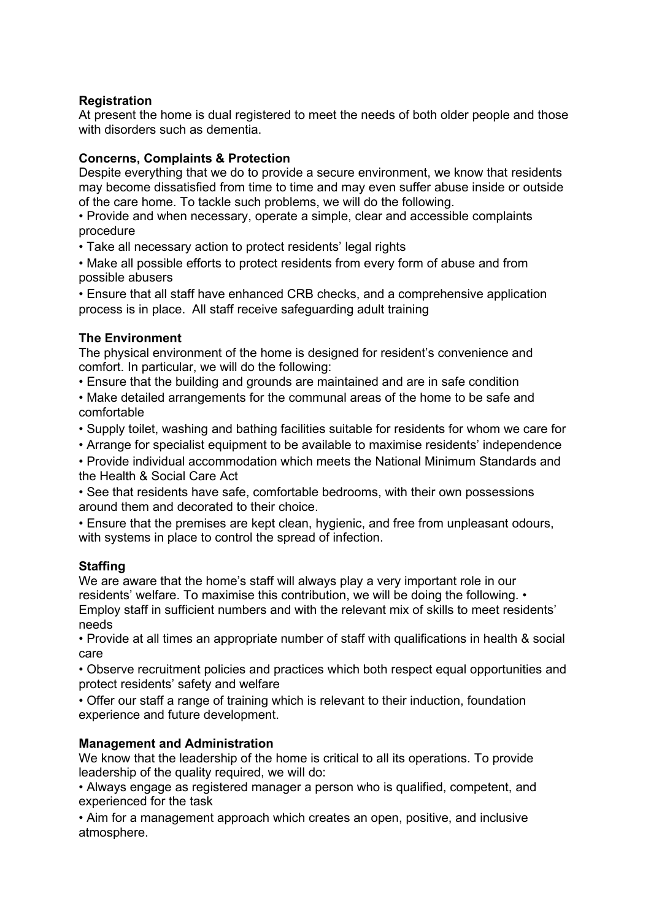**Registration**
At present the home is dual registered to meet the needs of both older people and those with disorders such as dementia.

**Concerns, Complaints & Protection**
Despite everything that we do to provide a secure environment, we know that residents may become dissatisfied from time to time and may even suffer abuse inside or outside of the care home. To tackle such problems, we will do the following.

- Provide and when necessary, operate a simple, clear and accessible complaints procedure
- Take all necessary action to protect residents' legal rights
- Make all possible efforts to protect residents from every form of abuse and from possible abusers
- Ensure that all staff have enhanced CRB checks, and a comprehensive application process is in place. All staff receive safeguarding adult training

**The Environment**
The physical environment of the home is designed for resident's convenience and comfort. In particular, we will do the following:

- Ensure that the building and grounds are maintained and are in safe condition
- Make detailed arrangements for the communal areas of the home to be safe and comfortable
- Supply toilet, washing and bathing facilities suitable for residents for whom we care for
- Arrange for specialist equipment to be available to maximise residents' independence
- Provide individual accommodation which meets the National Minimum Standards and the Health & Social Care Act
- See that residents have safe, comfortable bedrooms, with their own possessions around them and decorated to their choice.
- Ensure that the premises are kept clean, hygienic, and free from unpleasant odours, with systems in place to control the spread of infection.

**Staffing**
We are aware that the home's staff will always play a very important role in our residents' welfare. To maximise this contribution, we will be doing the following.

- Employ staff in sufficient numbers and with the relevant mix of skills to meet residents' needs
- Provide at all times an appropriate number of staff with qualifications in health & social care
- Observe recruitment policies and practices which both respect equal opportunities and protect residents' safety and welfare
- Offer our staff a range of training which is relevant to their induction, foundation experience and future development.

**Management and Administration**
We know that the leadership of the home is critical to all its operations. To provide leadership of the quality required, we will do:

- Always engage as registered manager a person who is qualified, competent, and experienced for the task
- Aim for a management approach which creates an open, positive, and inclusive atmosphere.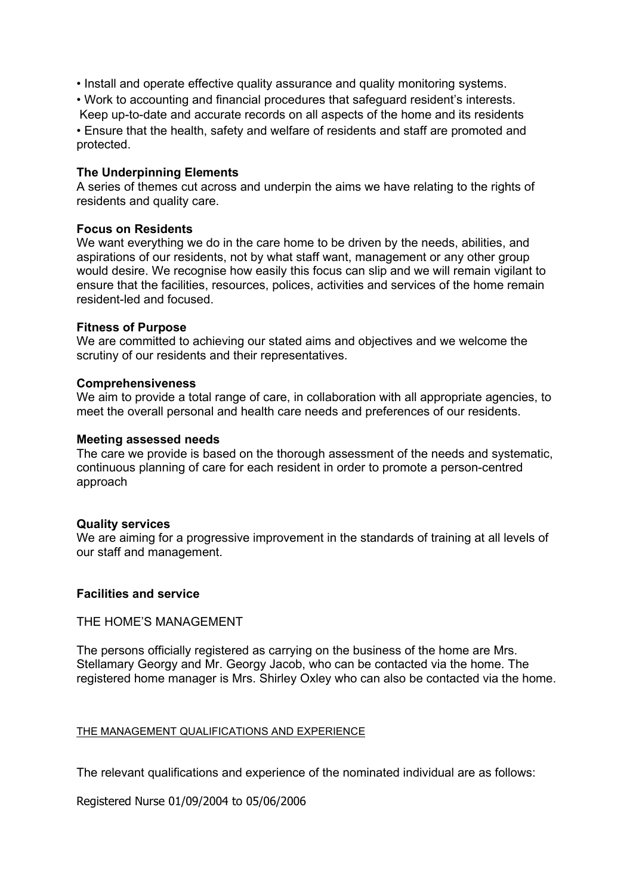- Install and operate effective quality assurance and quality monitoring systems.
- Work to accounting and financial procedures that safeguard resident's interests.
  Keep up-to-date and accurate records on all aspects of the home and its residents
- Ensure that the health, safety and welfare of residents and staff are promoted and protected.

**The Underpinning Elements**
A series of themes cut across and underpin the aims we have relating to the rights of residents and quality care.

**Focus on Residents**
We want everything we do in the care home to be driven by the needs, abilities, and aspirations of our residents, not by what staff want, management or any other group would desire. We recognise how easily this focus can slip and we will remain vigilant to ensure that the facilities, resources, polices, activities and services of the home remain resident-led and focused.

**Fitness of Purpose**
We are committed to achieving our stated aims and objectives and we welcome the scrutiny of our residents and their representatives.

**Comprehensiveness**
We aim to provide a total range of care, in collaboration with all appropriate agencies, to meet the overall personal and health care needs and preferences of our residents.

**Meeting assessed needs**
The care we provide is based on the thorough assessment of the needs and systematic, continuous planning of care for each resident in order to promote a person-centred approach

**Quality services**
We are aiming for a progressive improvement in the standards of training at all levels of our staff and management.

**Facilities and service**

THE HOME'S MANAGEMENT

The persons officially registered as carrying on the business of the home are Mrs. Stellamary Georgy and Mr. Georgy Jacob, who can be contacted via the home. The registered home manager is Mrs. Shirley Oxley who can also be contacted via the home.

<u>THE MANAGEMENT QUALIFICATIONS AND EXPERIENCE</u>

The relevant qualifications and experience of the nominated individual are as follows:

Registered Nurse 01/09/2004 to 05/06/2006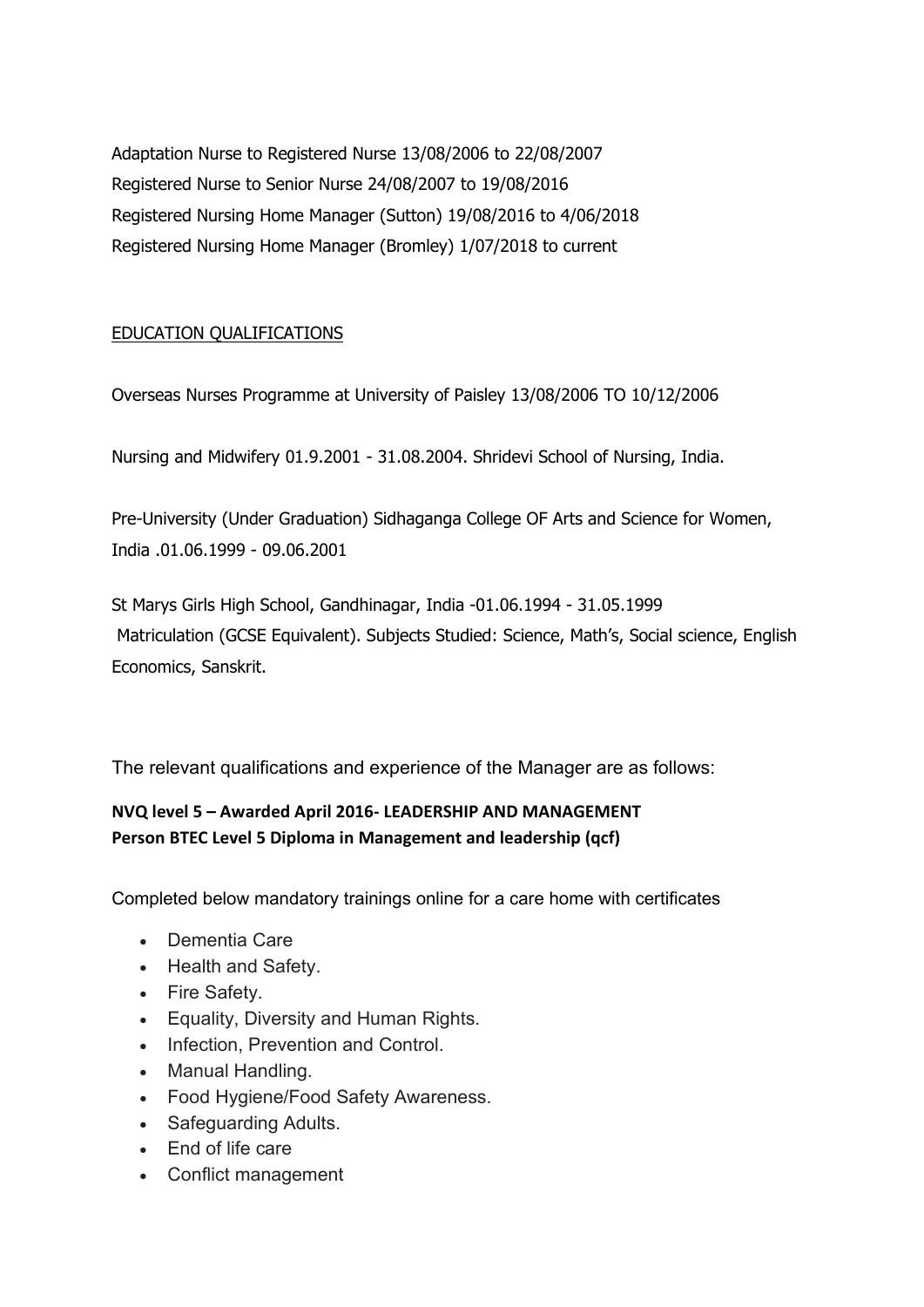Adaptation Nurse to Registered Nurse 13/08/2006 to 22/08/2007
Registered Nurse to Senior Nurse 24/08/2007 to 19/08/2016
Registered Nursing Home Manager (Sutton) 19/08/2016 to 4/06/2018
Registered Nursing Home Manager (Bromley) 1/07/2018 to current

<u>EDUCATION QUALIFICATIONS</u>

Overseas Nurses Programme at University of Paisley 13/08/2006 TO 10/12/2006

Nursing and Midwifery 01.9.2001 - 31.08.2004. Shridevi School of Nursing, India.

Pre-University (Under Graduation) Sidhaganga College OF Arts and Science for Women, India .01.06.1999 - 09.06.2001

St Marys Girls High School, Gandhinagar, India -01.06.1994 - 31.05.1999
Matriculation (GCSE Equivalent). Subjects Studied: Science, Math's, Social science, English Economics, Sanskrit.

The relevant qualifications and experience of the Manager are as follows:

**NVQ level 5 – Awarded April 2016- LEADERSHIP AND MANAGEMENT**
**Person BTEC Level 5 Diploma in Management and leadership (qcf)**

Completed below mandatory trainings online for a care home with certificates

- Dementia Care
- Health and Safety.
- Fire Safety.
- Equality, Diversity and Human Rights.
- Infection, Prevention and Control.
- Manual Handling.
- Food Hygiene/Food Safety Awareness.
- Safeguarding Adults.
- End of life care
- Conflict management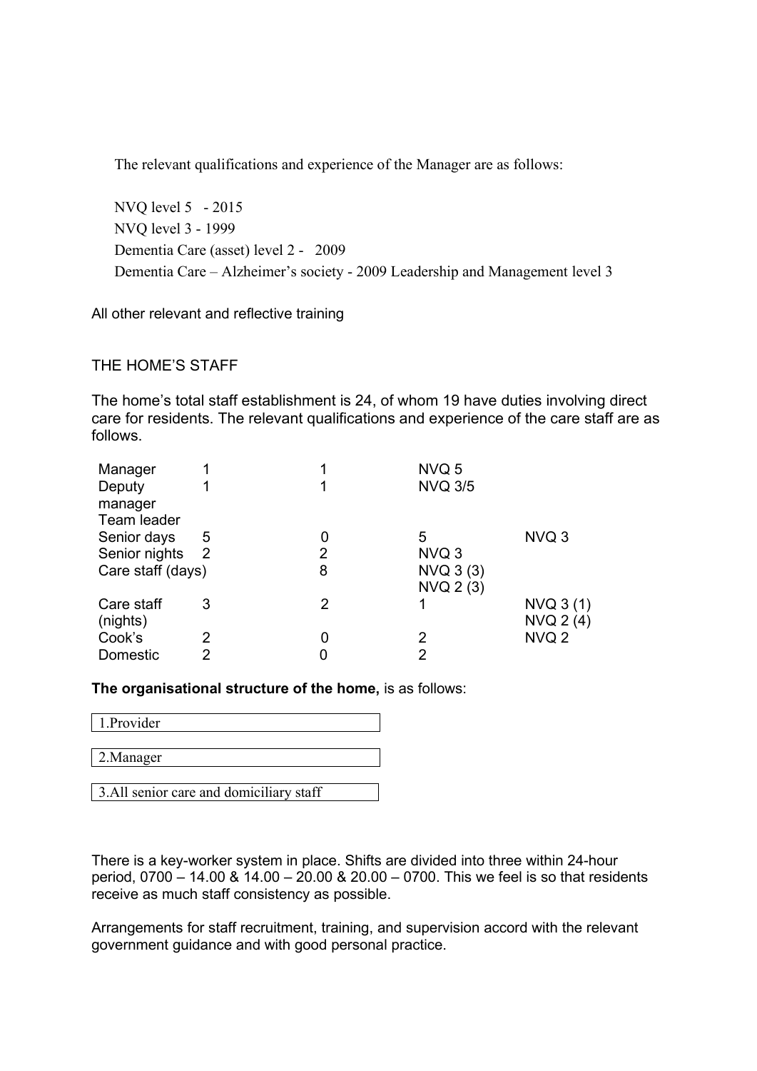The relevant qualifications and experience of the Manager are as follows:

NVQ level 5 - 2015
NVQ level 3 - 1999
Dementia Care (asset) level 2 - 2009
Dementia Care – Alzheimer's society - 2009 Leadership and Management level 3

All other relevant and reflective training

THE HOME'S STAFF

The home's total staff establishment is 24, of whom 19 have duties involving direct care for residents. The relevant qualifications and experience of the care staff are as follows.

| | | | | |
|---|---|---|---|---|
| Manager | 1 | 1 | NVQ 5 | |
| Deputy manager | 1 | 1 | NVQ 3/5 | |
| Team leader | | | | |
| Senior days | 5 | 0 | 5 | NVQ 3 |
| Senior nights | 2 | 2 | NVQ 3 | |
| Care staff (days) | | 8 | NVQ 3 (3) NVQ 2 (3) | |
| Care staff (nights) | 3 | 2 | 1 | NVQ 3 (1) NVQ 2 (4) |
| Cook's | 2 | 0 | 2 | NVQ 2 |
| Domestic | 2 | 0 | 2 | |

**The organisational structure of the home,** is as follows:

1. Provider
2. Manager
3. All senior care and domiciliary staff

There is a key-worker system in place. Shifts are divided into three within 24-hour period, 0700 – 14.00 & 14.00 – 20.00 & 20.00 – 0700. This we feel is so that residents receive as much staff consistency as possible.

Arrangements for staff recruitment, training, and supervision accord with the relevant government guidance and with good personal practice.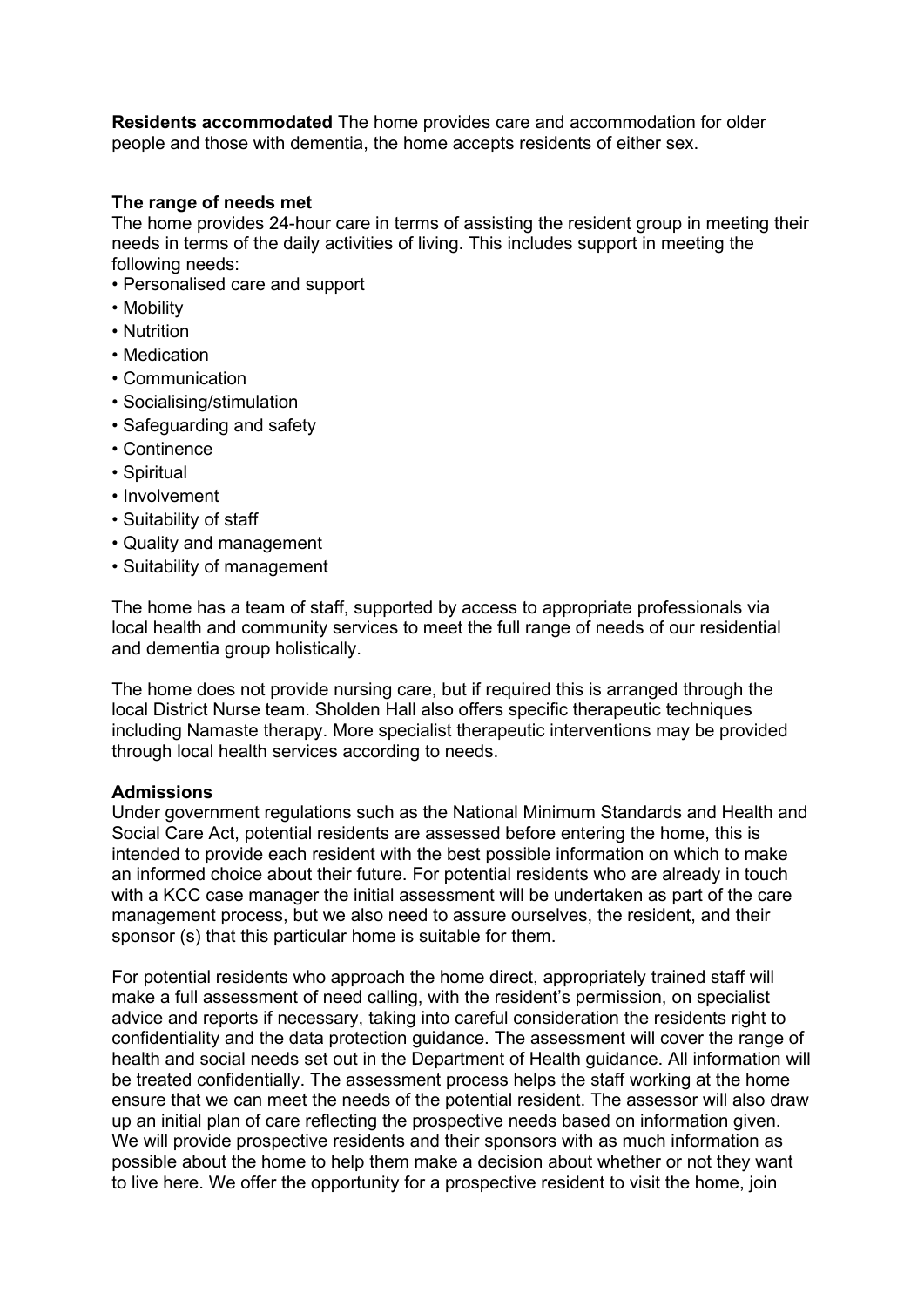**Residents accommodated** The home provides care and accommodation for older people and those with dementia, the home accepts residents of either sex.

**The range of needs met**

The home provides 24-hour care in terms of assisting the resident group in meeting their needs in terms of the daily activities of living. This includes support in meeting the following needs:

- Personalised care and support
- Mobility
- Nutrition
- Medication
- Communication
- Socialising/stimulation
- Safeguarding and safety
- Continence
- Spiritual
- Involvement
- Suitability of staff
- Quality and management
- Suitability of management

The home has a team of staff, supported by access to appropriate professionals via local health and community services to meet the full range of needs of our residential and dementia group holistically.

The home does not provide nursing care, but if required this is arranged through the local District Nurse team. Sholden Hall also offers specific therapeutic techniques including Namaste therapy. More specialist therapeutic interventions may be provided through local health services according to needs.

**Admissions**

Under government regulations such as the National Minimum Standards and Health and Social Care Act, potential residents are assessed before entering the home, this is intended to provide each resident with the best possible information on which to make an informed choice about their future. For potential residents who are already in touch with a KCC case manager the initial assessment will be undertaken as part of the care management process, but we also need to assure ourselves, the resident, and their sponsor (s) that this particular home is suitable for them.

For potential residents who approach the home direct, appropriately trained staff will make a full assessment of need calling, with the resident's permission, on specialist advice and reports if necessary, taking into careful consideration the residents right to confidentiality and the data protection guidance. The assessment will cover the range of health and social needs set out in the Department of Health guidance. All information will be treated confidentially. The assessment process helps the staff working at the home ensure that we can meet the needs of the potential resident. The assessor will also draw up an initial plan of care reflecting the prospective needs based on information given. We will provide prospective residents and their sponsors with as much information as possible about the home to help them make a decision about whether or not they want to live here. We offer the opportunity for a prospective resident to visit the home, join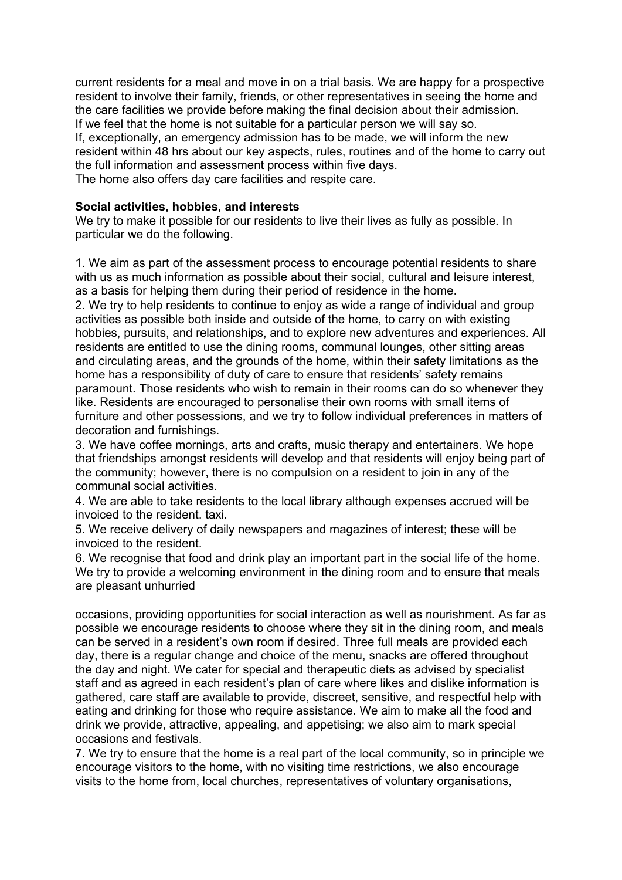current residents for a meal and move in on a trial basis. We are happy for a prospective resident to involve their family, friends, or other representatives in seeing the home and the care facilities we provide before making the final decision about their admission.
If we feel that the home is not suitable for a particular person we will say so.
If, exceptionally, an emergency admission has to be made, we will inform the new resident within 48 hrs about our key aspects, rules, routines and of the home to carry out the full information and assessment process within five days.
The home also offers day care facilities and respite care.

**Social activities, hobbies, and interests**

We try to make it possible for our residents to live their lives as fully as possible. In particular we do the following.

1. We aim as part of the assessment process to encourage potential residents to share with us as much information as possible about their social, cultural and leisure interest, as a basis for helping them during their period of residence in the home.
2. We try to help residents to continue to enjoy as wide a range of individual and group activities as possible both inside and outside of the home, to carry on with existing hobbies, pursuits, and relationships, and to explore new adventures and experiences. All residents are entitled to use the dining rooms, communal lounges, other sitting areas and circulating areas, and the grounds of the home, within their safety limitations as the home has a responsibility of duty of care to ensure that residents' safety remains paramount. Those residents who wish to remain in their rooms can do so whenever they like. Residents are encouraged to personalise their own rooms with small items of furniture and other possessions, and we try to follow individual preferences in matters of decoration and furnishings.
3. We have coffee mornings, arts and crafts, music therapy and entertainers. We hope that friendships amongst residents will develop and that residents will enjoy being part of the community; however, there is no compulsion on a resident to join in any of the communal social activities.
4. We are able to take residents to the local library although expenses accrued will be invoiced to the resident. taxi.
5. We receive delivery of daily newspapers and magazines of interest; these will be invoiced to the resident.
6. We recognise that food and drink play an important part in the social life of the home. We try to provide a welcoming environment in the dining room and to ensure that meals are pleasant unhurried occasions, providing opportunities for social interaction as well as nourishment. As far as possible we encourage residents to choose where they sit in the dining room, and meals can be served in a resident's own room if desired. Three full meals are provided each day, there is a regular change and choice of the menu, snacks are offered throughout the day and night. We cater for special and therapeutic diets as advised by specialist staff and as agreed in each resident's plan of care where likes and dislike information is gathered, care staff are available to provide, discreet, sensitive, and respectful help with eating and drinking for those who require assistance. We aim to make all the food and drink we provide, attractive, appealing, and appetising; we also aim to mark special occasions and festivals.
7. We try to ensure that the home is a real part of the local community, so in principle we encourage visitors to the home, with no visiting time restrictions, we also encourage visits to the home from, local churches, representatives of voluntary organisations,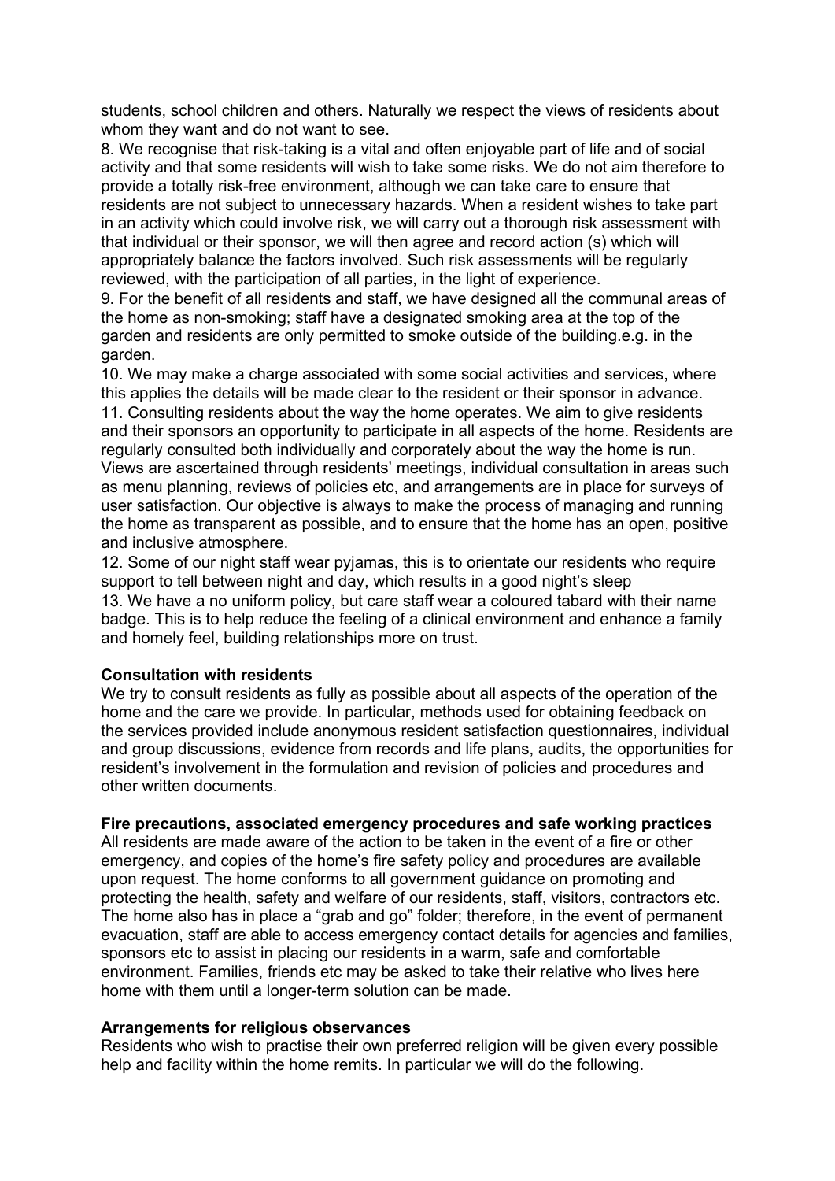students, school children and others. Naturally we respect the views of residents about whom they want and do not want to see.

8. We recognise that risk-taking is a vital and often enjoyable part of life and of social activity and that some residents will wish to take some risks. We do not aim therefore to provide a totally risk-free environment, although we can take care to ensure that residents are not subject to unnecessary hazards. When a resident wishes to take part in an activity which could involve risk, we will carry out a thorough risk assessment with that individual or their sponsor, we will then agree and record action (s) which will appropriately balance the factors involved. Such risk assessments will be regularly reviewed, with the participation of all parties, in the light of experience.

9. For the benefit of all residents and staff, we have designed all the communal areas of the home as non-smoking; staff have a designated smoking area at the top of the garden and residents are only permitted to smoke outside of the building.e.g. in the garden.

10. We may make a charge associated with some social activities and services, where this applies the details will be made clear to the resident or their sponsor in advance.

11. Consulting residents about the way the home operates. We aim to give residents and their sponsors an opportunity to participate in all aspects of the home. Residents are regularly consulted both individually and corporately about the way the home is run. Views are ascertained through residents' meetings, individual consultation in areas such as menu planning, reviews of policies etc, and arrangements are in place for surveys of user satisfaction. Our objective is always to make the process of managing and running the home as transparent as possible, and to ensure that the home has an open, positive and inclusive atmosphere.

12. Some of our night staff wear pyjamas, this is to orientate our residents who require support to tell between night and day, which results in a good night's sleep

13. We have a no uniform policy, but care staff wear a coloured tabard with their name badge. This is to help reduce the feeling of a clinical environment and enhance a family and homely feel, building relationships more on trust.

**Consultation with residents**

We try to consult residents as fully as possible about all aspects of the operation of the home and the care we provide. In particular, methods used for obtaining feedback on the services provided include anonymous resident satisfaction questionnaires, individual and group discussions, evidence from records and life plans, audits, the opportunities for resident's involvement in the formulation and revision of policies and procedures and other written documents.

**Fire precautions, associated emergency procedures and safe working practices**

All residents are made aware of the action to be taken in the event of a fire or other emergency, and copies of the home's fire safety policy and procedures are available upon request. The home conforms to all government guidance on promoting and protecting the health, safety and welfare of our residents, staff, visitors, contractors etc. The home also has in place a "grab and go" folder; therefore, in the event of permanent evacuation, staff are able to access emergency contact details for agencies and families, sponsors etc to assist in placing our residents in a warm, safe and comfortable environment. Families, friends etc may be asked to take their relative who lives here home with them until a longer-term solution can be made.

**Arrangements for religious observances**

Residents who wish to practise their own preferred religion will be given every possible help and facility within the home remits. In particular we will do the following.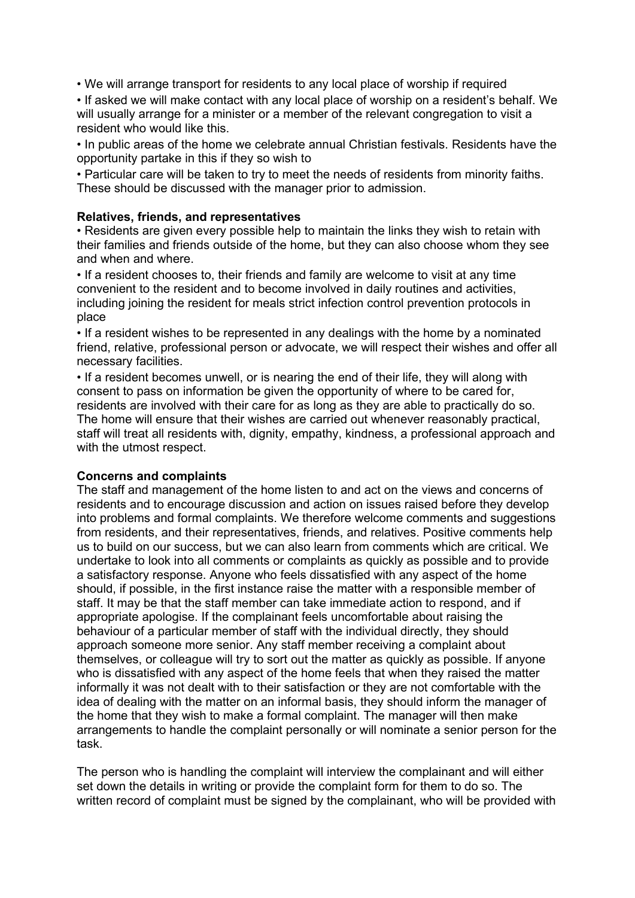- We will arrange transport for residents to any local place of worship if required
- If asked we will make contact with any local place of worship on a resident's behalf. We will usually arrange for a minister or a member of the relevant congregation to visit a resident who would like this.
- In public areas of the home we celebrate annual Christian festivals. Residents have the opportunity partake in this if they so wish to
- Particular care will be taken to try to meet the needs of residents from minority faiths. These should be discussed with the manager prior to admission.

**Relatives, friends, and representatives**

- Residents are given every possible help to maintain the links they wish to retain with their families and friends outside of the home, but they can also choose whom they see and when and where.
- If a resident chooses to, their friends and family are welcome to visit at any time convenient to the resident and to become involved in daily routines and activities, including joining the resident for meals strict infection control prevention protocols in place
- If a resident wishes to be represented in any dealings with the home by a nominated friend, relative, professional person or advocate, we will respect their wishes and offer all necessary facilities.
- If a resident becomes unwell, or is nearing the end of their life, they will along with consent to pass on information be given the opportunity of where to be cared for, residents are involved with their care for as long as they are able to practically do so. The home will ensure that their wishes are carried out whenever reasonably practical, staff will treat all residents with, dignity, empathy, kindness, a professional approach and with the utmost respect.

**Concerns and complaints**

The staff and management of the home listen to and act on the views and concerns of residents and to encourage discussion and action on issues raised before they develop into problems and formal complaints. We therefore welcome comments and suggestions from residents, and their representatives, friends, and relatives. Positive comments help us to build on our success, but we can also learn from comments which are critical. We undertake to look into all comments or complaints as quickly as possible and to provide a satisfactory response. Anyone who feels dissatisfied with any aspect of the home should, if possible, in the first instance raise the matter with a responsible member of staff. It may be that the staff member can take immediate action to respond, and if appropriate apologise. If the complainant feels uncomfortable about raising the behaviour of a particular member of staff with the individual directly, they should approach someone more senior. Any staff member receiving a complaint about themselves, or colleague will try to sort out the matter as quickly as possible. If anyone who is dissatisfied with any aspect of the home feels that when they raised the matter informally it was not dealt with to their satisfaction or they are not comfortable with the idea of dealing with the matter on an informal basis, they should inform the manager of the home that they wish to make a formal complaint. The manager will then make arrangements to handle the complaint personally or will nominate a senior person for the task.

The person who is handling the complaint will interview the complainant and will either set down the details in writing or provide the complaint form for them to do so. The written record of complaint must be signed by the complainant, who will be provided with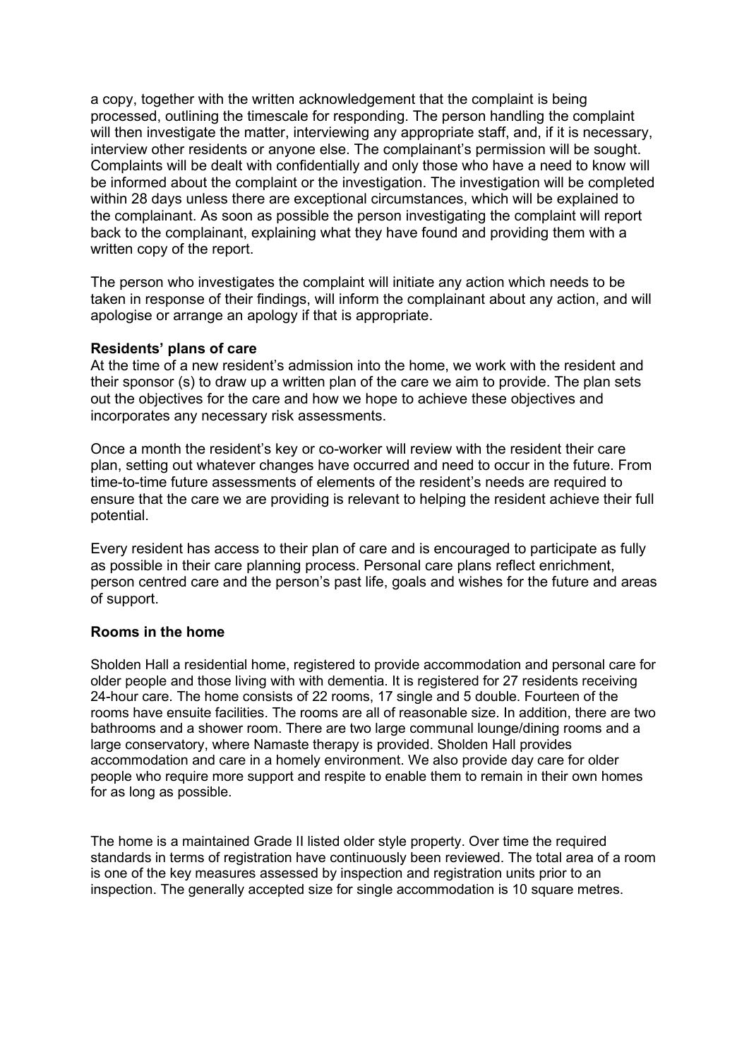a copy, together with the written acknowledgement that the complaint is being processed, outlining the timescale for responding. The person handling the complaint will then investigate the matter, interviewing any appropriate staff, and, if it is necessary, interview other residents or anyone else. The complainant's permission will be sought. Complaints will be dealt with confidentially and only those who have a need to know will be informed about the complaint or the investigation. The investigation will be completed within 28 days unless there are exceptional circumstances, which will be explained to the complainant. As soon as possible the person investigating the complaint will report back to the complainant, explaining what they have found and providing them with a written copy of the report.

The person who investigates the complaint will initiate any action which needs to be taken in response of their findings, will inform the complainant about any action, and will apologise or arrange an apology if that is appropriate.

**Residents' plans of care**

At the time of a new resident's admission into the home, we work with the resident and their sponsor (s) to draw up a written plan of the care we aim to provide. The plan sets out the objectives for the care and how we hope to achieve these objectives and incorporates any necessary risk assessments.

Once a month the resident's key or co-worker will review with the resident their care plan, setting out whatever changes have occurred and need to occur in the future. From time-to-time future assessments of elements of the resident's needs are required to ensure that the care we are providing is relevant to helping the resident achieve their full potential.

Every resident has access to their plan of care and is encouraged to participate as fully as possible in their care planning process. Personal care plans reflect enrichment, person centred care and the person's past life, goals and wishes for the future and areas of support.

**Rooms in the home**

Sholden Hall a residential home, registered to provide accommodation and personal care for older people and those living with with dementia. It is registered for 27 residents receiving 24-hour care. The home consists of 22 rooms, 17 single and 5 double. Fourteen of the rooms have ensuite facilities. The rooms are all of reasonable size. In addition, there are two bathrooms and a shower room. There are two large communal lounge/dining rooms and a large conservatory, where Namaste therapy is provided. Sholden Hall provides accommodation and care in a homely environment. We also provide day care for older people who require more support and respite to enable them to remain in their own homes for as long as possible.

The home is a maintained Grade II listed older style property. Over time the required standards in terms of registration have continuously been reviewed. The total area of a room is one of the key measures assessed by inspection and registration units prior to an inspection. The generally accepted size for single accommodation is 10 square metres.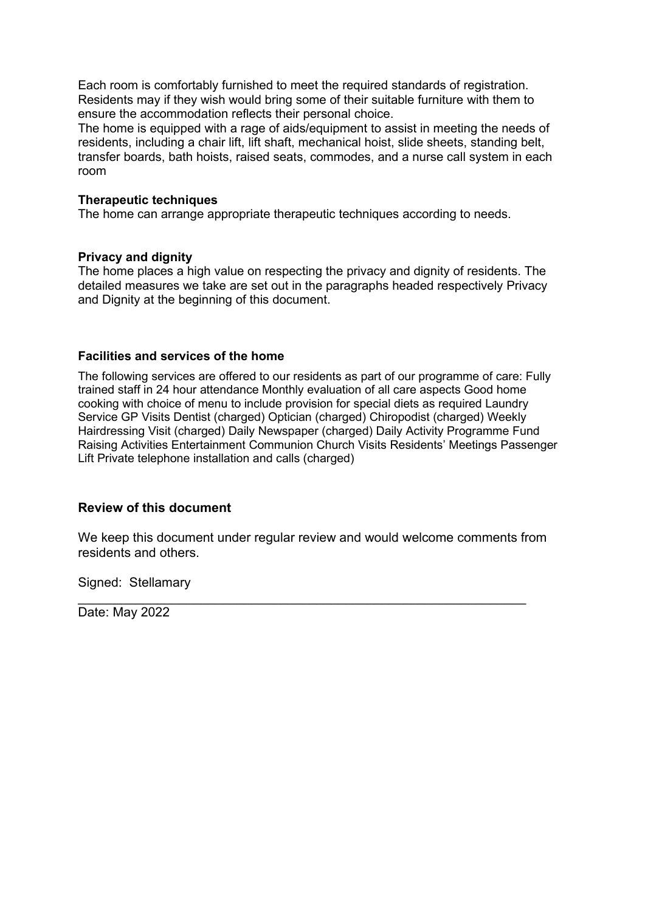Each room is comfortably furnished to meet the required standards of registration. Residents may if they wish would bring some of their suitable furniture with them to ensure the accommodation reflects their personal choice.
The home is equipped with a rage of aids/equipment to assist in meeting the needs of residents, including a chair lift, lift shaft, mechanical hoist, slide sheets, standing belt, transfer boards, bath hoists, raised seats, commodes, and a nurse call system in each room

**Therapeutic techniques**
The home can arrange appropriate therapeutic techniques according to needs.

**Privacy and dignity**
The home places a high value on respecting the privacy and dignity of residents. The detailed measures we take are set out in the paragraphs headed respectively Privacy and Dignity at the beginning of this document.

**Facilities and services of the home**

The following services are offered to our residents as part of our programme of care: Fully trained staff in 24 hour attendance Monthly evaluation of all care aspects Good home cooking with choice of menu to include provision for special diets as required Laundry Service GP Visits Dentist (charged) Optician (charged) Chiropodist (charged) Weekly Hairdressing Visit (charged) Daily Newspaper (charged) Daily Activity Programme Fund Raising Activities Entertainment Communion Church Visits Residents' Meetings Passenger Lift Private telephone installation and calls (charged)

**Review of this document**

We keep this document under regular review and would welcome comments from residents and others.

Signed: Stellamary

Date: May 2022